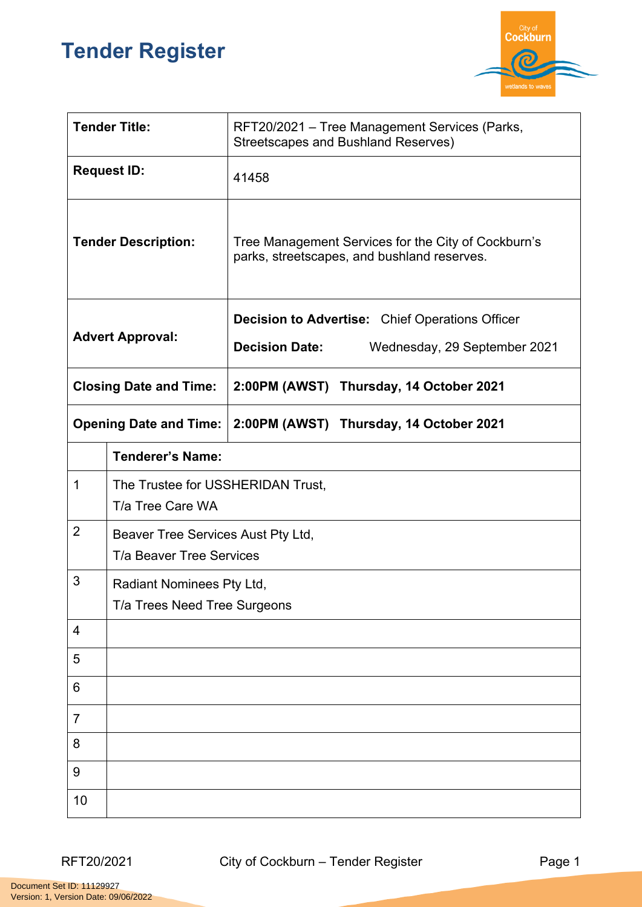# Tender Register

| **Tender Title:** | RFT20/2021 – Tree Management Services (Parks, Streetscapes and Bushland Reserves) |
|---|---|
| **Request ID:** | 41458 |
| **Tender Description:** | Tree Management Services for the City of Cockburn's parks, streetscapes, and bushland reserves. |
| **Advert Approval:** | **Decision to Advertise:** Chief Operations Officer<br>**Decision Date:** Wednesday, 29 September 2021 |
| **Closing Date and Time:** | **2:00PM (AWST) Thursday, 14 October 2021** |
| **Opening Date and Time:** | **2:00PM (AWST) Thursday, 14 October 2021** |

| | **Tenderer's Name:** |
|---|---|
| 1 | The Trustee for USSHERIDAN Trust,<br>T/a Tree Care WA |
| 2 | Beaver Tree Services Aust Pty Ltd,<br>T/a Beaver Tree Services |
| 3 | Radiant Nominees Pty Ltd,<br>T/a Trees Need Tree Surgeons |
| 4 | |
| 5 | |
| 6 | |
| 7 | |
| 8 | |
| 9 | |
| 10 | |

Document Set ID: 11129927
Version: 1, Version Date: 09/06/2022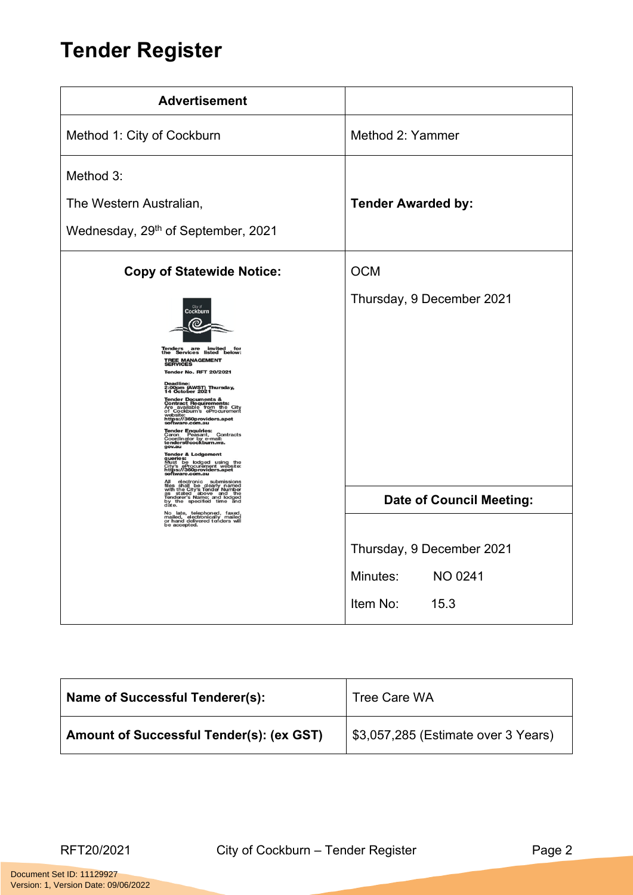# Tender Register

| Advertisement | |
|---|---|
| Method 1: City of Cockburn | Method 2: Yammer |
| Method 3:<br><br>The Western Australian,<br><br>Wednesday, 29th of September, 2021 | **Tender Awarded by:** |
| **Copy of Statewide Notice:**<br><br>City of Cockburn<br><br>Tenders are invited for the Services listed below:<br><br>**TREE MANAGEMENT SERVICES**<br><br>**Tender No. RFT 20/2021**<br><br>**Deadline:** 2:00pm (AWST) Thursday, 14 October 2021<br><br>**Tender Documents & Contract Requirements:** Are available from the City of Cockburn's eProcurement website: **https://360providers.apet software.com.au**<br><br>**Tender Enquiries:** Caron Peasant, Contracts Coordinator by e-mail: **tenders@cockburn.wa.gov.au**<br><br>**Tender & Lodgement queries:** Must be lodged using the City's eProcurement website: **https://360providers.apet software.com.au**<br><br>All electronic submissions files shall be clearly named with the City's Tender Number as stated above and the Tenderer's Name; and lodged by the specified time and date.<br><br>No late, telephoned, faxed, mailed, electronically mailed or hand delivered tenders will be accepted. | OCM<br><br>Thursday, 9 December 2021<br><br>**Date of Council Meeting:**<br><br>Thursday, 9 December 2021<br><br>Minutes: NO 0241<br><br>Item No: 15.3 |

| | |
|---|---|
| **Name of Successful Tenderer(s):** | Tree Care WA |
| **Amount of Successful Tender(s): (ex GST)** | $3,057,285 (Estimate over 3 Years) |